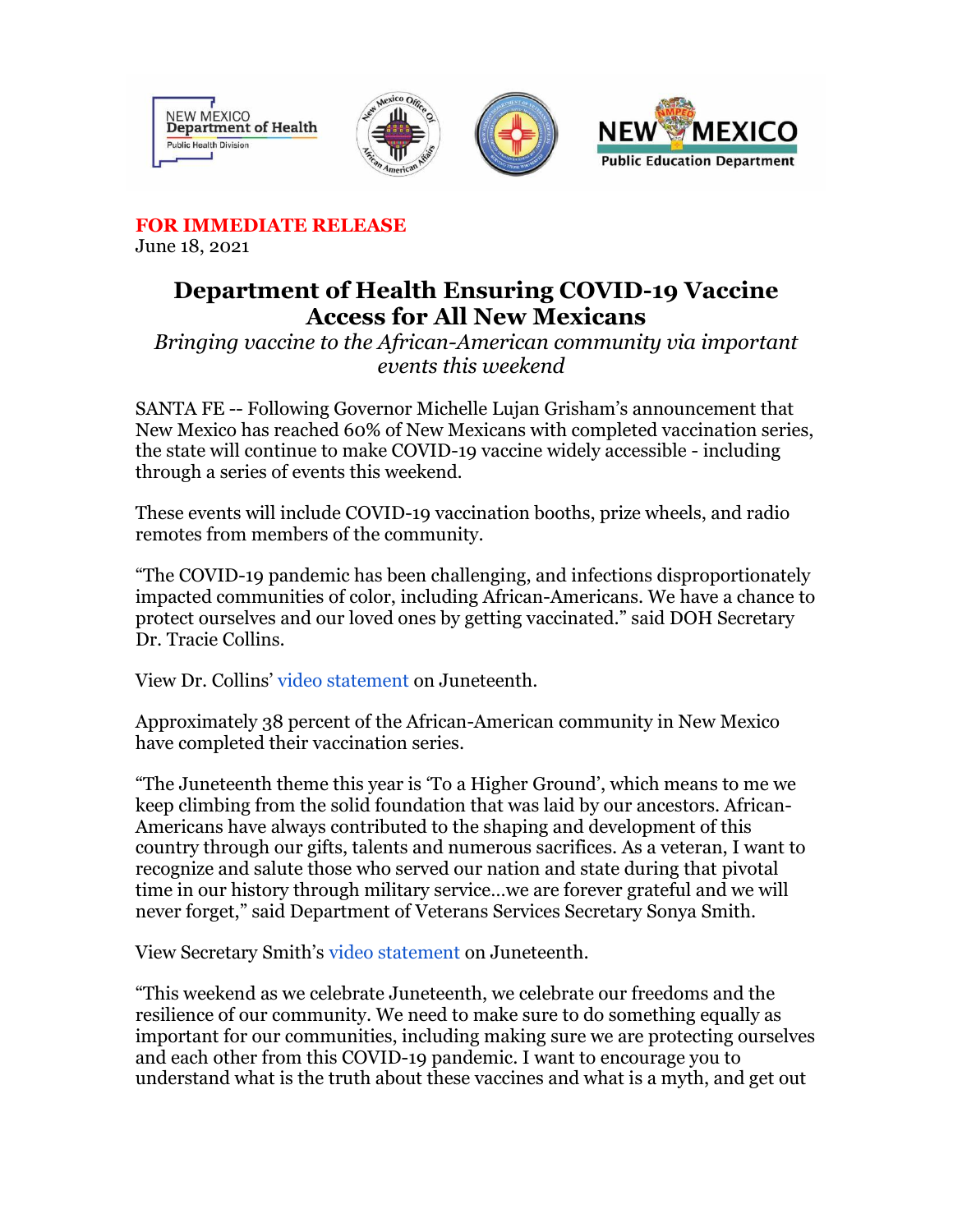**FOR IMMEDIATE RELEASE**
June 18, 2021

# Department of Health Ensuring COVID-19 Vaccine Access for All New Mexicans

*Bringing vaccine to the African-American community via important events this weekend*

SANTA FE -- Following Governor Michelle Lujan Grisham's announcement that New Mexico has reached 60% of New Mexicans with completed vaccination series, the state will continue to make COVID-19 vaccine widely accessible - including through a series of events this weekend.

These events will include COVID-19 vaccination booths, prize wheels, and radio remotes from members of the community.

"The COVID-19 pandemic has been challenging, and infections disproportionately impacted communities of color, including African-Americans. We have a chance to protect ourselves and our loved ones by getting vaccinated." said DOH Secretary Dr. Tracie Collins.

View Dr. Collins' video statement on Juneteenth.

Approximately 38 percent of the African-American community in New Mexico have completed their vaccination series.

"The Juneteenth theme this year is 'To a Higher Ground', which means to me we keep climbing from the solid foundation that was laid by our ancestors. African-Americans have always contributed to the shaping and development of this country through our gifts, talents and numerous sacrifices. As a veteran, I want to recognize and salute those who served our nation and state during that pivotal time in our history through military service...we are forever grateful and we will never forget," said Department of Veterans Services Secretary Sonya Smith.

View Secretary Smith's video statement on Juneteenth.

"This weekend as we celebrate Juneteenth, we celebrate our freedoms and the resilience of our community. We need to make sure to do something equally as important for our communities, including making sure we are protecting ourselves and each other from this COVID-19 pandemic. I want to encourage you to understand what is the truth about these vaccines and what is a myth, and get out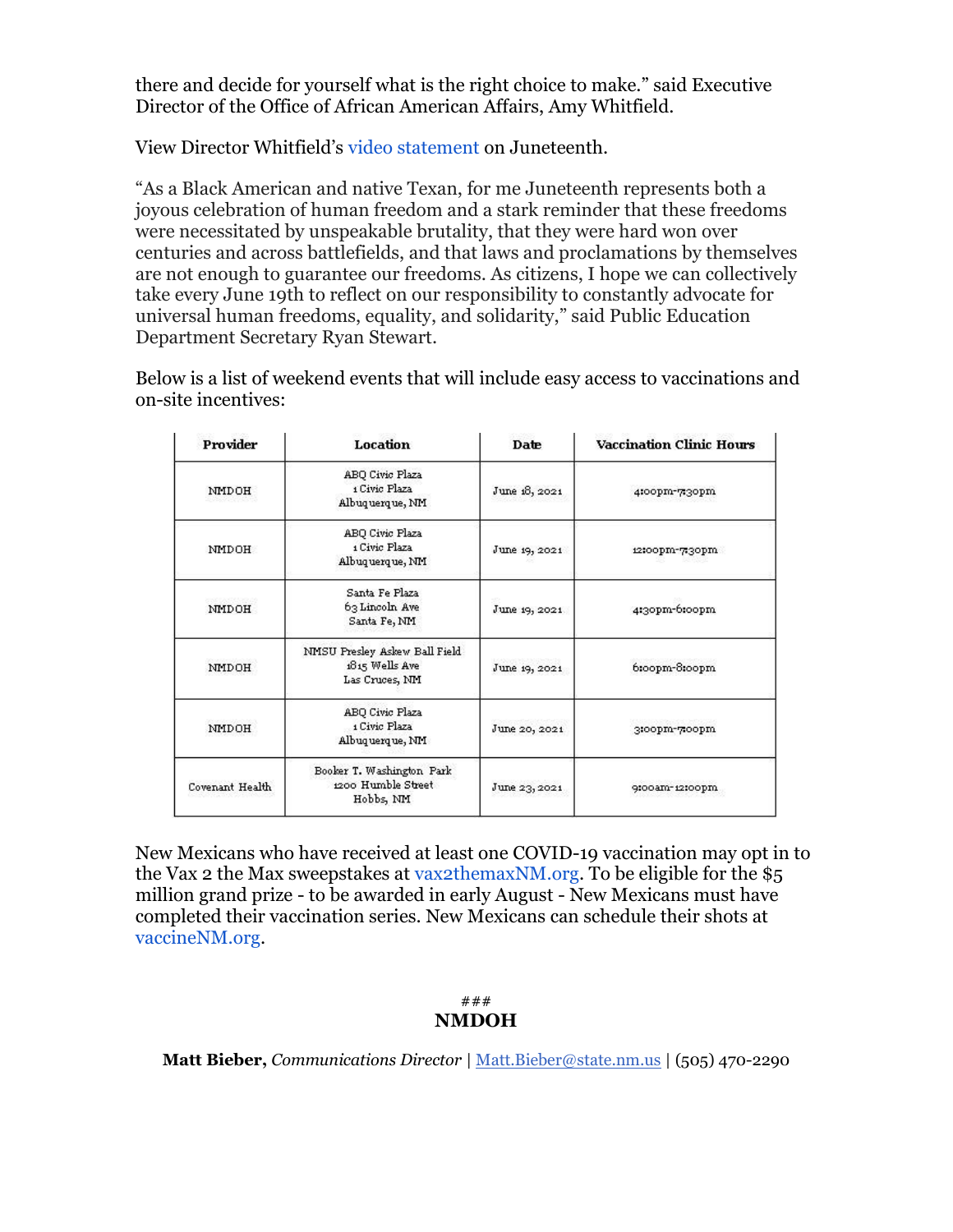there and decide for yourself what is the right choice to make." said Executive Director of the Office of African American Affairs, Amy Whitfield.

View Director Whitfield's video statement on Juneteenth.

"As a Black American and native Texan, for me Juneteenth represents both a joyous celebration of human freedom and a stark reminder that these freedoms were necessitated by unspeakable brutality, that they were hard won over centuries and across battlefields, and that laws and proclamations by themselves are not enough to guarantee our freedoms. As citizens, I hope we can collectively take every June 19th to reflect on our responsibility to constantly advocate for universal human freedoms, equality, and solidarity," said Public Education Department Secretary Ryan Stewart.

Below is a list of weekend events that will include easy access to vaccinations and on-site incentives:

| Provider | Location | Date | Vaccination Clinic Hours |
|---|---|---|---|
| NMDOH | ABQ Civic Plaza<br>1 Civic Plaza<br>Albuquerque, NM | June 18, 2021 | 4:00pm-7:30pm |
| NMDOH | ABQ Civic Plaza<br>1 Civic Plaza<br>Albuquerque, NM | June 19, 2021 | 12:00pm-7:30pm |
| NMDOH | Santa Fe Plaza<br>63 Lincoln Ave<br>Santa Fe, NM | June 19, 2021 | 4:30pm-6:00pm |
| NMDOH | NMSU Presley Askew Ball Field<br>1815 Wells Ave<br>Las Cruces, NM | June 19, 2021 | 6:00pm-8:00pm |
| NMDOH | ABQ Civic Plaza<br>1 Civic Plaza<br>Albuquerque, NM | June 20, 2021 | 3:00pm-7:00pm |
| Covenant Health | Booker T. Washington Park<br>1200 Humble Street<br>Hobbs, NM | June 23, 2021 | 9:00am-12:00pm |

New Mexicans who have received at least one COVID-19 vaccination may opt in to the Vax 2 the Max sweepstakes at vax2themaxNM.org. To be eligible for the $5 million grand prize - to be awarded in early August - New Mexicans must have completed their vaccination series. New Mexicans can schedule their shots at vaccineNM.org.

###

**NMDOH**

**Matt Bieber,** *Communications Director* | Matt.Bieber@state.nm.us | (505) 470-2290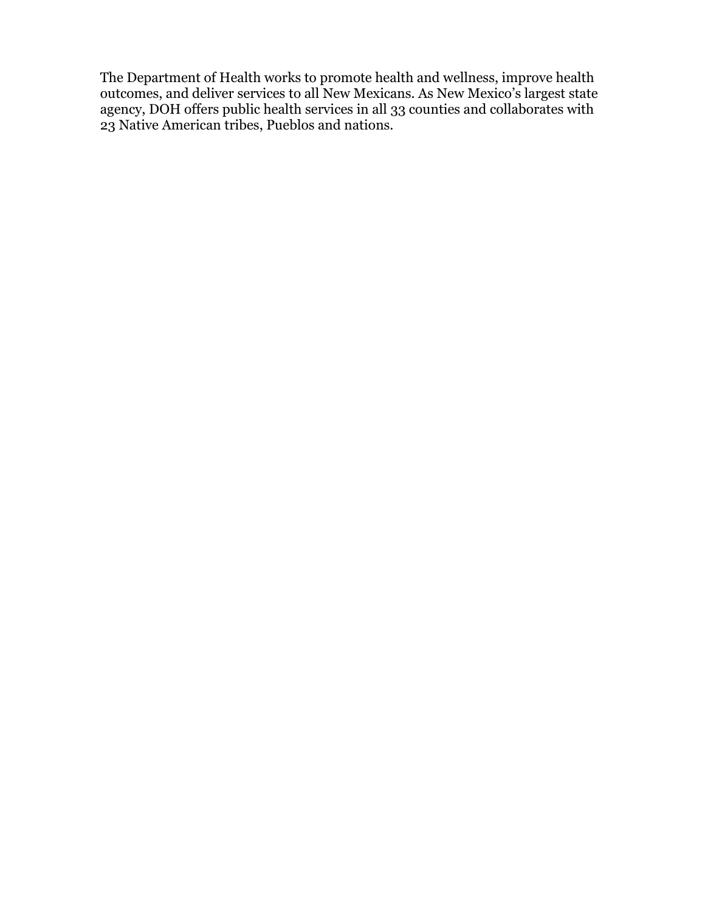The Department of Health works to promote health and wellness, improve health outcomes, and deliver services to all New Mexicans. As New Mexico's largest state agency, DOH offers public health services in all 33 counties and collaborates with 23 Native American tribes, Pueblos and nations.